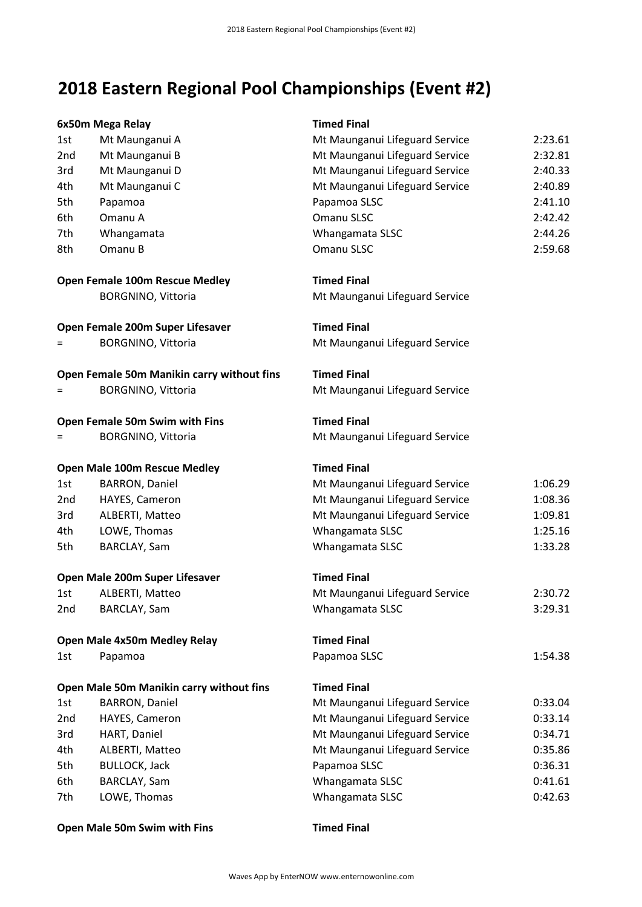# 2018 Eastern Regional Pool Championships (Event #2)

**6x50m Mega Relay** — **Timed Final**

| | | | |
|---|---|---|---|
| 1st | Mt Maunganui A | Mt Maunganui Lifeguard Service | 2:23.61 |
| 2nd | Mt Maunganui B | Mt Maunganui Lifeguard Service | 2:32.81 |
| 3rd | Mt Maunganui D | Mt Maunganui Lifeguard Service | 2:40.33 |
| 4th | Mt Maunganui C | Mt Maunganui Lifeguard Service | 2:40.89 |
| 5th | Papamoa | Papamoa SLSC | 2:41.10 |
| 6th | Omanu A | Omanu SLSC | 2:42.42 |
| 7th | Whangamata | Whangamata SLSC | 2:44.26 |
| 8th | Omanu B | Omanu SLSC | 2:59.68 |

**Open Female 100m Rescue Medley** — **Timed Final**

| | | | |
|---|---|---|---|
| | BORGNINO, Vittoria | Mt Maunganui Lifeguard Service | |

**Open Female 200m Super Lifesaver** — **Timed Final**

| | | | |
|---|---|---|---|
| = | BORGNINO, Vittoria | Mt Maunganui Lifeguard Service | |

**Open Female 50m Manikin carry without fins** — **Timed Final**

| | | | |
|---|---|---|---|
| = | BORGNINO, Vittoria | Mt Maunganui Lifeguard Service | |

**Open Female 50m Swim with Fins** — **Timed Final**

| | | | |
|---|---|---|---|
| = | BORGNINO, Vittoria | Mt Maunganui Lifeguard Service | |

**Open Male 100m Rescue Medley** — **Timed Final**

| | | | |
|---|---|---|---|
| 1st | BARRON, Daniel | Mt Maunganui Lifeguard Service | 1:06.29 |
| 2nd | HAYES, Cameron | Mt Maunganui Lifeguard Service | 1:08.36 |
| 3rd | ALBERTI, Matteo | Mt Maunganui Lifeguard Service | 1:09.81 |
| 4th | LOWE, Thomas | Whangamata SLSC | 1:25.16 |
| 5th | BARCLAY, Sam | Whangamata SLSC | 1:33.28 |

**Open Male 200m Super Lifesaver** — **Timed Final**

| | | | |
|---|---|---|---|
| 1st | ALBERTI, Matteo | Mt Maunganui Lifeguard Service | 2:30.72 |
| 2nd | BARCLAY, Sam | Whangamata SLSC | 3:29.31 |

**Open Male 4x50m Medley Relay** — **Timed Final**

| | | | |
|---|---|---|---|
| 1st | Papamoa | Papamoa SLSC | 1:54.38 |

**Open Male 50m Manikin carry without fins** — **Timed Final**

| | | | |
|---|---|---|---|
| 1st | BARRON, Daniel | Mt Maunganui Lifeguard Service | 0:33.04 |
| 2nd | HAYES, Cameron | Mt Maunganui Lifeguard Service | 0:33.14 |
| 3rd | HART, Daniel | Mt Maunganui Lifeguard Service | 0:34.71 |
| 4th | ALBERTI, Matteo | Mt Maunganui Lifeguard Service | 0:35.86 |
| 5th | BULLOCK, Jack | Papamoa SLSC | 0:36.31 |
| 6th | BARCLAY, Sam | Whangamata SLSC | 0:41.61 |
| 7th | LOWE, Thomas | Whangamata SLSC | 0:42.63 |

**Open Male 50m Swim with Fins** — **Timed Final**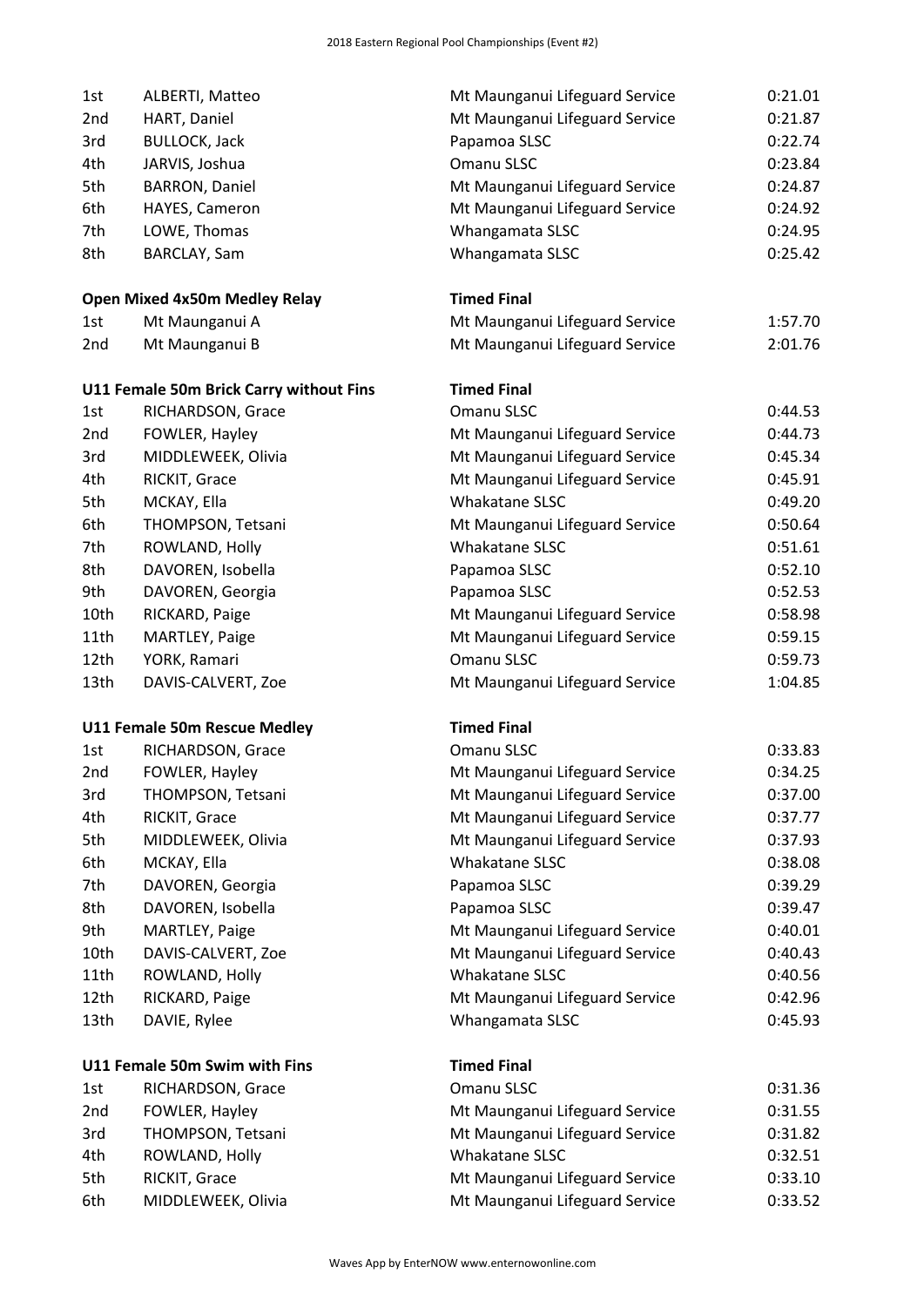| | | | |
|---|---|---|---|
| 1st | ALBERTI, Matteo | Mt Maunganui Lifeguard Service | 0:21.01 |
| 2nd | HART, Daniel | Mt Maunganui Lifeguard Service | 0:21.87 |
| 3rd | BULLOCK, Jack | Papamoa SLSC | 0:22.74 |
| 4th | JARVIS, Joshua | Omanu SLSC | 0:23.84 |
| 5th | BARRON, Daniel | Mt Maunganui Lifeguard Service | 0:24.87 |
| 6th | HAYES, Cameron | Mt Maunganui Lifeguard Service | 0:24.92 |
| 7th | LOWE, Thomas | Whangamata SLSC | 0:24.95 |
| 8th | BARCLAY, Sam | Whangamata SLSC | 0:25.42 |

**Open Mixed 4x50m Medley Relay** — **Timed Final**

| | | | |
|---|---|---|---|
| 1st | Mt Maunganui A | Mt Maunganui Lifeguard Service | 1:57.70 |
| 2nd | Mt Maunganui B | Mt Maunganui Lifeguard Service | 2:01.76 |

**U11 Female 50m Brick Carry without Fins** — **Timed Final**

| | | | |
|---|---|---|---|
| 1st | RICHARDSON, Grace | Omanu SLSC | 0:44.53 |
| 2nd | FOWLER, Hayley | Mt Maunganui Lifeguard Service | 0:44.73 |
| 3rd | MIDDLEWEEK, Olivia | Mt Maunganui Lifeguard Service | 0:45.34 |
| 4th | RICKIT, Grace | Mt Maunganui Lifeguard Service | 0:45.91 |
| 5th | MCKAY, Ella | Whakatane SLSC | 0:49.20 |
| 6th | THOMPSON, Tetsani | Mt Maunganui Lifeguard Service | 0:50.64 |
| 7th | ROWLAND, Holly | Whakatane SLSC | 0:51.61 |
| 8th | DAVOREN, Isobella | Papamoa SLSC | 0:52.10 |
| 9th | DAVOREN, Georgia | Papamoa SLSC | 0:52.53 |
| 10th | RICKARD, Paige | Mt Maunganui Lifeguard Service | 0:58.98 |
| 11th | MARTLEY, Paige | Mt Maunganui Lifeguard Service | 0:59.15 |
| 12th | YORK, Ramari | Omanu SLSC | 0:59.73 |
| 13th | DAVIS-CALVERT, Zoe | Mt Maunganui Lifeguard Service | 1:04.85 |

**U11 Female 50m Rescue Medley** — **Timed Final**

| | | | |
|---|---|---|---|
| 1st | RICHARDSON, Grace | Omanu SLSC | 0:33.83 |
| 2nd | FOWLER, Hayley | Mt Maunganui Lifeguard Service | 0:34.25 |
| 3rd | THOMPSON, Tetsani | Mt Maunganui Lifeguard Service | 0:37.00 |
| 4th | RICKIT, Grace | Mt Maunganui Lifeguard Service | 0:37.77 |
| 5th | MIDDLEWEEK, Olivia | Mt Maunganui Lifeguard Service | 0:37.93 |
| 6th | MCKAY, Ella | Whakatane SLSC | 0:38.08 |
| 7th | DAVOREN, Georgia | Papamoa SLSC | 0:39.29 |
| 8th | DAVOREN, Isobella | Papamoa SLSC | 0:39.47 |
| 9th | MARTLEY, Paige | Mt Maunganui Lifeguard Service | 0:40.01 |
| 10th | DAVIS-CALVERT, Zoe | Mt Maunganui Lifeguard Service | 0:40.43 |
| 11th | ROWLAND, Holly | Whakatane SLSC | 0:40.56 |
| 12th | RICKARD, Paige | Mt Maunganui Lifeguard Service | 0:42.96 |
| 13th | DAVIE, Rylee | Whangamata SLSC | 0:45.93 |

**U11 Female 50m Swim with Fins** — **Timed Final**

| | | | |
|---|---|---|---|
| 1st | RICHARDSON, Grace | Omanu SLSC | 0:31.36 |
| 2nd | FOWLER, Hayley | Mt Maunganui Lifeguard Service | 0:31.55 |
| 3rd | THOMPSON, Tetsani | Mt Maunganui Lifeguard Service | 0:31.82 |
| 4th | ROWLAND, Holly | Whakatane SLSC | 0:32.51 |
| 5th | RICKIT, Grace | Mt Maunganui Lifeguard Service | 0:33.10 |
| 6th | MIDDLEWEEK, Olivia | Mt Maunganui Lifeguard Service | 0:33.52 |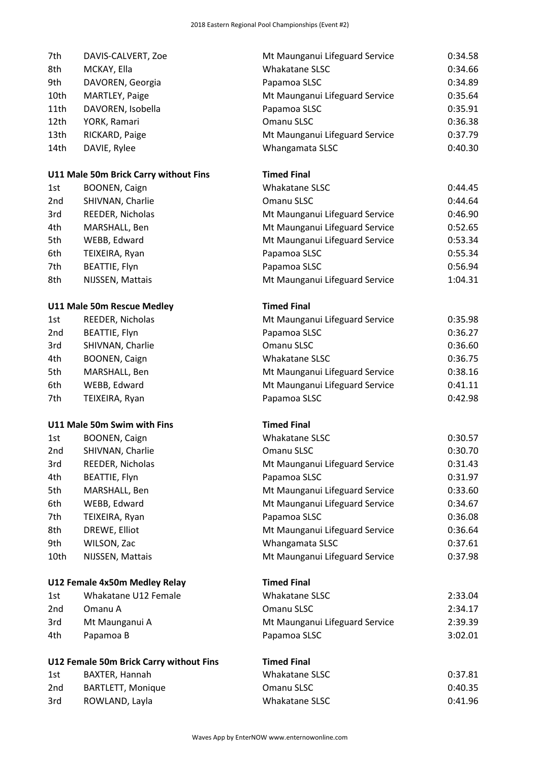| | | | |
|---|---|---|---|
| 7th | DAVIS-CALVERT, Zoe | Mt Maunganui Lifeguard Service | 0:34.58 |
| 8th | MCKAY, Ella | Whakatane SLSC | 0:34.66 |
| 9th | DAVOREN, Georgia | Papamoa SLSC | 0:34.89 |
| 10th | MARTLEY, Paige | Mt Maunganui Lifeguard Service | 0:35.64 |
| 11th | DAVOREN, Isobella | Papamoa SLSC | 0:35.91 |
| 12th | YORK, Ramari | Omanu SLSC | 0:36.38 |
| 13th | RICKARD, Paige | Mt Maunganui Lifeguard Service | 0:37.79 |
| 14th | DAVIE, Rylee | Whangamata SLSC | 0:40.30 |

**U11 Male 50m Brick Carry without Fins** — **Timed Final**

| | | | |
|---|---|---|---|
| 1st | BOONEN, Caign | Whakatane SLSC | 0:44.45 |
| 2nd | SHIVNAN, Charlie | Omanu SLSC | 0:44.64 |
| 3rd | REEDER, Nicholas | Mt Maunganui Lifeguard Service | 0:46.90 |
| 4th | MARSHALL, Ben | Mt Maunganui Lifeguard Service | 0:52.65 |
| 5th | WEBB, Edward | Mt Maunganui Lifeguard Service | 0:53.34 |
| 6th | TEIXEIRA, Ryan | Papamoa SLSC | 0:55.34 |
| 7th | BEATTIE, Flyn | Papamoa SLSC | 0:56.94 |
| 8th | NIJSSEN, Mattais | Mt Maunganui Lifeguard Service | 1:04.31 |

**U11 Male 50m Rescue Medley** — **Timed Final**

| | | | |
|---|---|---|---|
| 1st | REEDER, Nicholas | Mt Maunganui Lifeguard Service | 0:35.98 |
| 2nd | BEATTIE, Flyn | Papamoa SLSC | 0:36.27 |
| 3rd | SHIVNAN, Charlie | Omanu SLSC | 0:36.60 |
| 4th | BOONEN, Caign | Whakatane SLSC | 0:36.75 |
| 5th | MARSHALL, Ben | Mt Maunganui Lifeguard Service | 0:38.16 |
| 6th | WEBB, Edward | Mt Maunganui Lifeguard Service | 0:41.11 |
| 7th | TEIXEIRA, Ryan | Papamoa SLSC | 0:42.98 |

**U11 Male 50m Swim with Fins** — **Timed Final**

| | | | |
|---|---|---|---|
| 1st | BOONEN, Caign | Whakatane SLSC | 0:30.57 |
| 2nd | SHIVNAN, Charlie | Omanu SLSC | 0:30.70 |
| 3rd | REEDER, Nicholas | Mt Maunganui Lifeguard Service | 0:31.43 |
| 4th | BEATTIE, Flyn | Papamoa SLSC | 0:31.97 |
| 5th | MARSHALL, Ben | Mt Maunganui Lifeguard Service | 0:33.60 |
| 6th | WEBB, Edward | Mt Maunganui Lifeguard Service | 0:34.67 |
| 7th | TEIXEIRA, Ryan | Papamoa SLSC | 0:36.08 |
| 8th | DREWE, Elliot | Mt Maunganui Lifeguard Service | 0:36.64 |
| 9th | WILSON, Zac | Whangamata SLSC | 0:37.61 |
| 10th | NIJSSEN, Mattais | Mt Maunganui Lifeguard Service | 0:37.98 |

**U12 Female 4x50m Medley Relay** — **Timed Final**

| | | | |
|---|---|---|---|
| 1st | Whakatane U12 Female | Whakatane SLSC | 2:33.04 |
| 2nd | Omanu A | Omanu SLSC | 2:34.17 |
| 3rd | Mt Maunganui A | Mt Maunganui Lifeguard Service | 2:39.39 |
| 4th | Papamoa B | Papamoa SLSC | 3:02.01 |

**U12 Female 50m Brick Carry without Fins** — **Timed Final**

| | | | |
|---|---|---|---|
| 1st | BAXTER, Hannah | Whakatane SLSC | 0:37.81 |
| 2nd | BARTLETT, Monique | Omanu SLSC | 0:40.35 |
| 3rd | ROWLAND, Layla | Whakatane SLSC | 0:41.96 |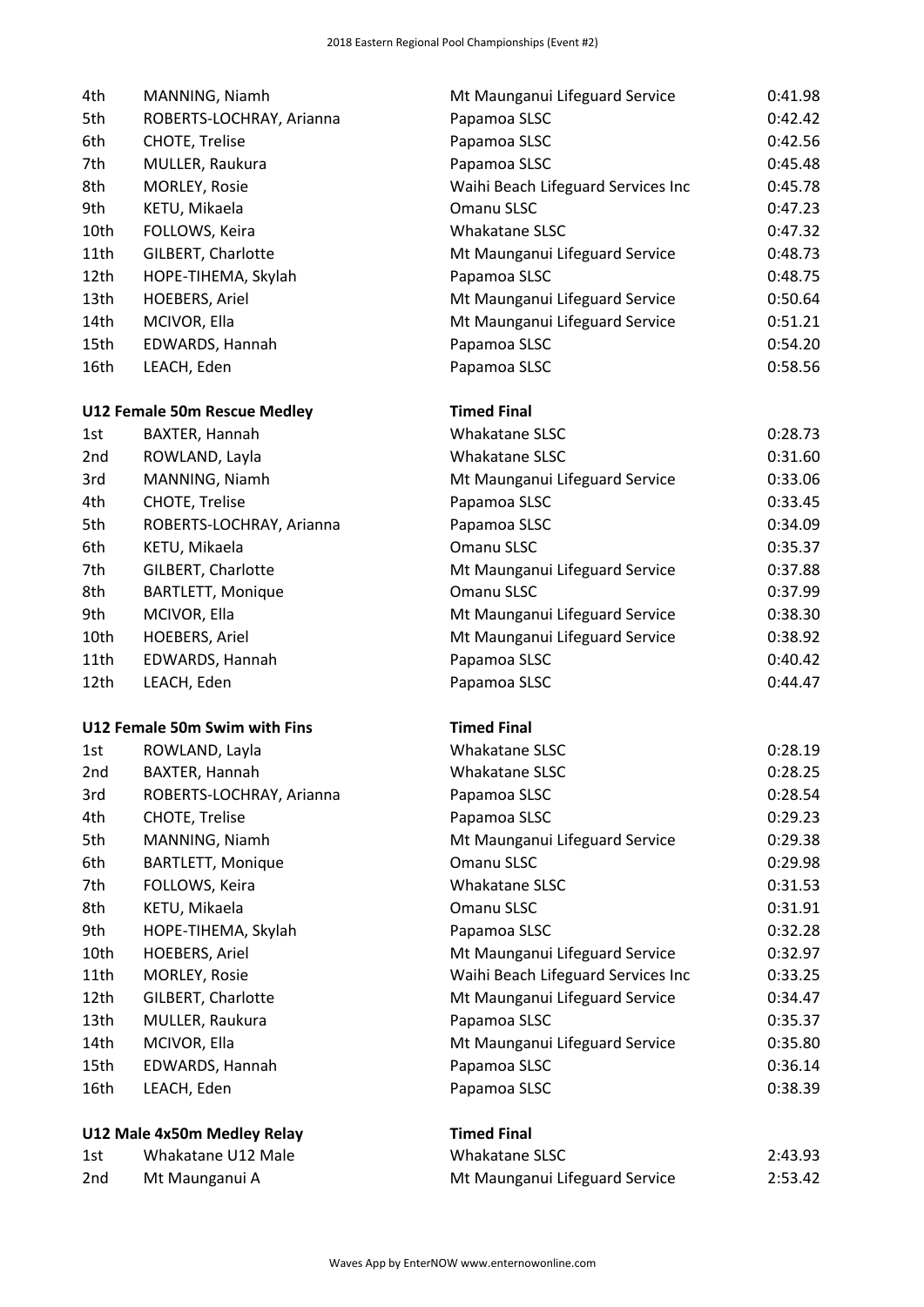| | | | |
|---|---|---|---|
| 4th | MANNING, Niamh | Mt Maunganui Lifeguard Service | 0:41.98 |
| 5th | ROBERTS-LOCHRAY, Arianna | Papamoa SLSC | 0:42.42 |
| 6th | CHOTE, Trelise | Papamoa SLSC | 0:42.56 |
| 7th | MULLER, Raukura | Papamoa SLSC | 0:45.48 |
| 8th | MORLEY, Rosie | Waihi Beach Lifeguard Services Inc | 0:45.78 |
| 9th | KETU, Mikaela | Omanu SLSC | 0:47.23 |
| 10th | FOLLOWS, Keira | Whakatane SLSC | 0:47.32 |
| 11th | GILBERT, Charlotte | Mt Maunganui Lifeguard Service | 0:48.73 |
| 12th | HOPE-TIHEMA, Skylah | Papamoa SLSC | 0:48.75 |
| 13th | HOEBERS, Ariel | Mt Maunganui Lifeguard Service | 0:50.64 |
| 14th | MCIVOR, Ella | Mt Maunganui Lifeguard Service | 0:51.21 |
| 15th | EDWARDS, Hannah | Papamoa SLSC | 0:54.20 |
| 16th | LEACH, Eden | Papamoa SLSC | 0:58.56 |

**U12 Female 50m Rescue Medley** — **Timed Final**

| | | | |
|---|---|---|---|
| 1st | BAXTER, Hannah | Whakatane SLSC | 0:28.73 |
| 2nd | ROWLAND, Layla | Whakatane SLSC | 0:31.60 |
| 3rd | MANNING, Niamh | Mt Maunganui Lifeguard Service | 0:33.06 |
| 4th | CHOTE, Trelise | Papamoa SLSC | 0:33.45 |
| 5th | ROBERTS-LOCHRAY, Arianna | Papamoa SLSC | 0:34.09 |
| 6th | KETU, Mikaela | Omanu SLSC | 0:35.37 |
| 7th | GILBERT, Charlotte | Mt Maunganui Lifeguard Service | 0:37.88 |
| 8th | BARTLETT, Monique | Omanu SLSC | 0:37.99 |
| 9th | MCIVOR, Ella | Mt Maunganui Lifeguard Service | 0:38.30 |
| 10th | HOEBERS, Ariel | Mt Maunganui Lifeguard Service | 0:38.92 |
| 11th | EDWARDS, Hannah | Papamoa SLSC | 0:40.42 |
| 12th | LEACH, Eden | Papamoa SLSC | 0:44.47 |

**U12 Female 50m Swim with Fins** — **Timed Final**

| | | | |
|---|---|---|---|
| 1st | ROWLAND, Layla | Whakatane SLSC | 0:28.19 |
| 2nd | BAXTER, Hannah | Whakatane SLSC | 0:28.25 |
| 3rd | ROBERTS-LOCHRAY, Arianna | Papamoa SLSC | 0:28.54 |
| 4th | CHOTE, Trelise | Papamoa SLSC | 0:29.23 |
| 5th | MANNING, Niamh | Mt Maunganui Lifeguard Service | 0:29.38 |
| 6th | BARTLETT, Monique | Omanu SLSC | 0:29.98 |
| 7th | FOLLOWS, Keira | Whakatane SLSC | 0:31.53 |
| 8th | KETU, Mikaela | Omanu SLSC | 0:31.91 |
| 9th | HOPE-TIHEMA, Skylah | Papamoa SLSC | 0:32.28 |
| 10th | HOEBERS, Ariel | Mt Maunganui Lifeguard Service | 0:32.97 |
| 11th | MORLEY, Rosie | Waihi Beach Lifeguard Services Inc | 0:33.25 |
| 12th | GILBERT, Charlotte | Mt Maunganui Lifeguard Service | 0:34.47 |
| 13th | MULLER, Raukura | Papamoa SLSC | 0:35.37 |
| 14th | MCIVOR, Ella | Mt Maunganui Lifeguard Service | 0:35.80 |
| 15th | EDWARDS, Hannah | Papamoa SLSC | 0:36.14 |
| 16th | LEACH, Eden | Papamoa SLSC | 0:38.39 |

**U12 Male 4x50m Medley Relay** — **Timed Final**

| | | | |
|---|---|---|---|
| 1st | Whakatane U12 Male | Whakatane SLSC | 2:43.93 |
| 2nd | Mt Maunganui A | Mt Maunganui Lifeguard Service | 2:53.42 |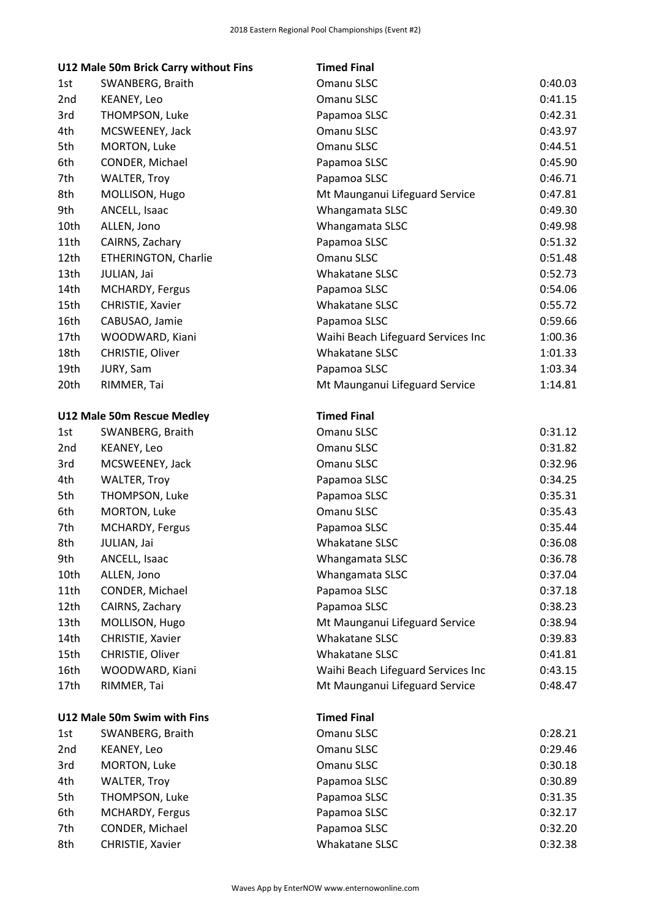### U12 Male 50m Brick Carry without Fins — Timed Final

| Place | Name | Club | Time |
|---|---|---|---|
| 1st | SWANBERG, Braith | Omanu SLSC | 0:40.03 |
| 2nd | KEANEY, Leo | Omanu SLSC | 0:41.15 |
| 3rd | THOMPSON, Luke | Papamoa SLSC | 0:42.31 |
| 4th | MCSWEENEY, Jack | Omanu SLSC | 0:43.97 |
| 5th | MORTON, Luke | Omanu SLSC | 0:44.51 |
| 6th | CONDER, Michael | Papamoa SLSC | 0:45.90 |
| 7th | WALTER, Troy | Papamoa SLSC | 0:46.71 |
| 8th | MOLLISON, Hugo | Mt Maunganui Lifeguard Service | 0:47.81 |
| 9th | ANCELL, Isaac | Whangamata SLSC | 0:49.30 |
| 10th | ALLEN, Jono | Whangamata SLSC | 0:49.98 |
| 11th | CAIRNS, Zachary | Papamoa SLSC | 0:51.32 |
| 12th | ETHERINGTON, Charlie | Omanu SLSC | 0:51.48 |
| 13th | JULIAN, Jai | Whakatane SLSC | 0:52.73 |
| 14th | MCHARDY, Fergus | Papamoa SLSC | 0:54.06 |
| 15th | CHRISTIE, Xavier | Whakatane SLSC | 0:55.72 |
| 16th | CABUSAO, Jamie | Papamoa SLSC | 0:59.66 |
| 17th | WOODWARD, Kiani | Waihi Beach Lifeguard Services Inc | 1:00.36 |
| 18th | CHRISTIE, Oliver | Whakatane SLSC | 1:01.33 |
| 19th | JURY, Sam | Papamoa SLSC | 1:03.34 |
| 20th | RIMMER, Tai | Mt Maunganui Lifeguard Service | 1:14.81 |

### U12 Male 50m Rescue Medley — Timed Final

| Place | Name | Club | Time |
|---|---|---|---|
| 1st | SWANBERG, Braith | Omanu SLSC | 0:31.12 |
| 2nd | KEANEY, Leo | Omanu SLSC | 0:31.82 |
| 3rd | MCSWEENEY, Jack | Omanu SLSC | 0:32.96 |
| 4th | WALTER, Troy | Papamoa SLSC | 0:34.25 |
| 5th | THOMPSON, Luke | Papamoa SLSC | 0:35.31 |
| 6th | MORTON, Luke | Omanu SLSC | 0:35.43 |
| 7th | MCHARDY, Fergus | Papamoa SLSC | 0:35.44 |
| 8th | JULIAN, Jai | Whakatane SLSC | 0:36.08 |
| 9th | ANCELL, Isaac | Whangamata SLSC | 0:36.78 |
| 10th | ALLEN, Jono | Whangamata SLSC | 0:37.04 |
| 11th | CONDER, Michael | Papamoa SLSC | 0:37.18 |
| 12th | CAIRNS, Zachary | Papamoa SLSC | 0:38.23 |
| 13th | MOLLISON, Hugo | Mt Maunganui Lifeguard Service | 0:38.94 |
| 14th | CHRISTIE, Xavier | Whakatane SLSC | 0:39.83 |
| 15th | CHRISTIE, Oliver | Whakatane SLSC | 0:41.81 |
| 16th | WOODWARD, Kiani | Waihi Beach Lifeguard Services Inc | 0:43.15 |
| 17th | RIMMER, Tai | Mt Maunganui Lifeguard Service | 0:48.47 |

### U12 Male 50m Swim with Fins — Timed Final

| Place | Name | Club | Time |
|---|---|---|---|
| 1st | SWANBERG, Braith | Omanu SLSC | 0:28.21 |
| 2nd | KEANEY, Leo | Omanu SLSC | 0:29.46 |
| 3rd | MORTON, Luke | Omanu SLSC | 0:30.18 |
| 4th | WALTER, Troy | Papamoa SLSC | 0:30.89 |
| 5th | THOMPSON, Luke | Papamoa SLSC | 0:31.35 |
| 6th | MCHARDY, Fergus | Papamoa SLSC | 0:32.17 |
| 7th | CONDER, Michael | Papamoa SLSC | 0:32.20 |
| 8th | CHRISTIE, Xavier | Whakatane SLSC | 0:32.38 |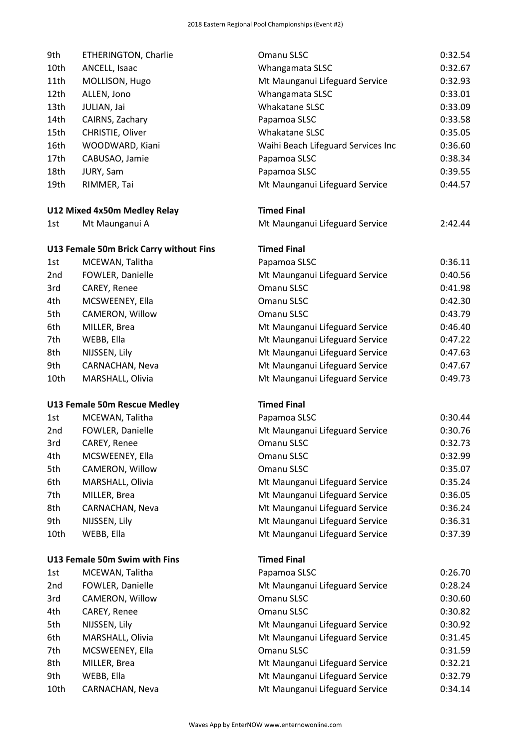| | | | |
|---|---|---|---|
| 9th | ETHERINGTON, Charlie | Omanu SLSC | 0:32.54 |
| 10th | ANCELL, Isaac | Whangamata SLSC | 0:32.67 |
| 11th | MOLLISON, Hugo | Mt Maunganui Lifeguard Service | 0:32.93 |
| 12th | ALLEN, Jono | Whangamata SLSC | 0:33.01 |
| 13th | JULIAN, Jai | Whakatane SLSC | 0:33.09 |
| 14th | CAIRNS, Zachary | Papamoa SLSC | 0:33.58 |
| 15th | CHRISTIE, Oliver | Whakatane SLSC | 0:35.05 |
| 16th | WOODWARD, Kiani | Waihi Beach Lifeguard Services Inc | 0:36.60 |
| 17th | CABUSAO, Jamie | Papamoa SLSC | 0:38.34 |
| 18th | JURY, Sam | Papamoa SLSC | 0:39.55 |
| 19th | RIMMER, Tai | Mt Maunganui Lifeguard Service | 0:44.57 |

**U12 Mixed 4x50m Medley Relay** — **Timed Final**

| | | | |
|---|---|---|---|
| 1st | Mt Maunganui A | Mt Maunganui Lifeguard Service | 2:42.44 |

**U13 Female 50m Brick Carry without Fins** — **Timed Final**

| | | | |
|---|---|---|---|
| 1st | MCEWAN, Talitha | Papamoa SLSC | 0:36.11 |
| 2nd | FOWLER, Danielle | Mt Maunganui Lifeguard Service | 0:40.56 |
| 3rd | CAREY, Renee | Omanu SLSC | 0:41.98 |
| 4th | MCSWEENEY, Ella | Omanu SLSC | 0:42.30 |
| 5th | CAMERON, Willow | Omanu SLSC | 0:43.79 |
| 6th | MILLER, Brea | Mt Maunganui Lifeguard Service | 0:46.40 |
| 7th | WEBB, Ella | Mt Maunganui Lifeguard Service | 0:47.22 |
| 8th | NIJSSEN, Lily | Mt Maunganui Lifeguard Service | 0:47.63 |
| 9th | CARNACHAN, Neva | Mt Maunganui Lifeguard Service | 0:47.67 |
| 10th | MARSHALL, Olivia | Mt Maunganui Lifeguard Service | 0:49.73 |

**U13 Female 50m Rescue Medley** — **Timed Final**

| | | | |
|---|---|---|---|
| 1st | MCEWAN, Talitha | Papamoa SLSC | 0:30.44 |
| 2nd | FOWLER, Danielle | Mt Maunganui Lifeguard Service | 0:30.76 |
| 3rd | CAREY, Renee | Omanu SLSC | 0:32.73 |
| 4th | MCSWEENEY, Ella | Omanu SLSC | 0:32.99 |
| 5th | CAMERON, Willow | Omanu SLSC | 0:35.07 |
| 6th | MARSHALL, Olivia | Mt Maunganui Lifeguard Service | 0:35.24 |
| 7th | MILLER, Brea | Mt Maunganui Lifeguard Service | 0:36.05 |
| 8th | CARNACHAN, Neva | Mt Maunganui Lifeguard Service | 0:36.24 |
| 9th | NIJSSEN, Lily | Mt Maunganui Lifeguard Service | 0:36.31 |
| 10th | WEBB, Ella | Mt Maunganui Lifeguard Service | 0:37.39 |

**U13 Female 50m Swim with Fins** — **Timed Final**

| | | | |
|---|---|---|---|
| 1st | MCEWAN, Talitha | Papamoa SLSC | 0:26.70 |
| 2nd | FOWLER, Danielle | Mt Maunganui Lifeguard Service | 0:28.24 |
| 3rd | CAMERON, Willow | Omanu SLSC | 0:30.60 |
| 4th | CAREY, Renee | Omanu SLSC | 0:30.82 |
| 5th | NIJSSEN, Lily | Mt Maunganui Lifeguard Service | 0:30.92 |
| 6th | MARSHALL, Olivia | Mt Maunganui Lifeguard Service | 0:31.45 |
| 7th | MCSWEENEY, Ella | Omanu SLSC | 0:31.59 |
| 8th | MILLER, Brea | Mt Maunganui Lifeguard Service | 0:32.21 |
| 9th | WEBB, Ella | Mt Maunganui Lifeguard Service | 0:32.79 |
| 10th | CARNACHAN, Neva | Mt Maunganui Lifeguard Service | 0:34.14 |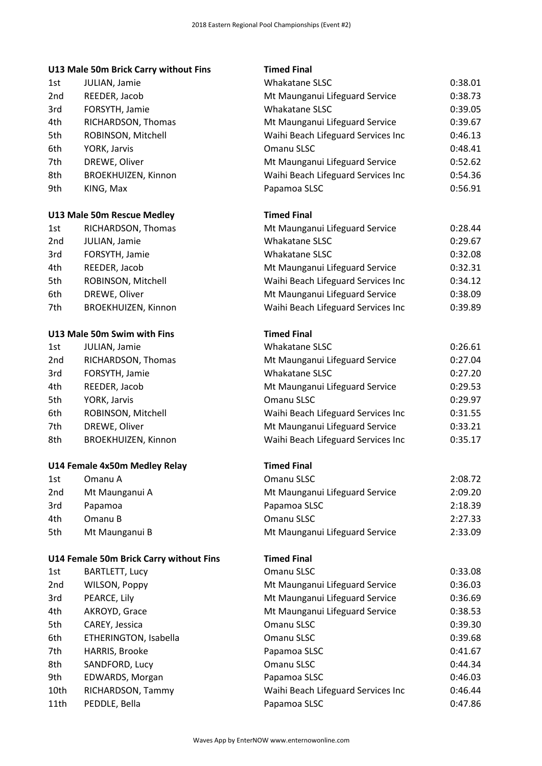## U13 Male 50m Brick Carry without Fins — Timed Final

| Place | Name | Club | Time |
|---|---|---|---|
| 1st | JULIAN, Jamie | Whakatane SLSC | 0:38.01 |
| 2nd | REEDER, Jacob | Mt Maunganui Lifeguard Service | 0:38.73 |
| 3rd | FORSYTH, Jamie | Whakatane SLSC | 0:39.05 |
| 4th | RICHARDSON, Thomas | Mt Maunganui Lifeguard Service | 0:39.67 |
| 5th | ROBINSON, Mitchell | Waihi Beach Lifeguard Services Inc | 0:46.13 |
| 6th | YORK, Jarvis | Omanu SLSC | 0:48.41 |
| 7th | DREWE, Oliver | Mt Maunganui Lifeguard Service | 0:52.62 |
| 8th | BROEKHUIZEN, Kinnon | Waihi Beach Lifeguard Services Inc | 0:54.36 |
| 9th | KING, Max | Papamoa SLSC | 0:56.91 |

## U13 Male 50m Rescue Medley — Timed Final

| Place | Name | Club | Time |
|---|---|---|---|
| 1st | RICHARDSON, Thomas | Mt Maunganui Lifeguard Service | 0:28.44 |
| 2nd | JULIAN, Jamie | Whakatane SLSC | 0:29.67 |
| 3rd | FORSYTH, Jamie | Whakatane SLSC | 0:32.08 |
| 4th | REEDER, Jacob | Mt Maunganui Lifeguard Service | 0:32.31 |
| 5th | ROBINSON, Mitchell | Waihi Beach Lifeguard Services Inc | 0:34.12 |
| 6th | DREWE, Oliver | Mt Maunganui Lifeguard Service | 0:38.09 |
| 7th | BROEKHUIZEN, Kinnon | Waihi Beach Lifeguard Services Inc | 0:39.89 |

## U13 Male 50m Swim with Fins — Timed Final

| Place | Name | Club | Time |
|---|---|---|---|
| 1st | JULIAN, Jamie | Whakatane SLSC | 0:26.61 |
| 2nd | RICHARDSON, Thomas | Mt Maunganui Lifeguard Service | 0:27.04 |
| 3rd | FORSYTH, Jamie | Whakatane SLSC | 0:27.20 |
| 4th | REEDER, Jacob | Mt Maunganui Lifeguard Service | 0:29.53 |
| 5th | YORK, Jarvis | Omanu SLSC | 0:29.97 |
| 6th | ROBINSON, Mitchell | Waihi Beach Lifeguard Services Inc | 0:31.55 |
| 7th | DREWE, Oliver | Mt Maunganui Lifeguard Service | 0:33.21 |
| 8th | BROEKHUIZEN, Kinnon | Waihi Beach Lifeguard Services Inc | 0:35.17 |

## U14 Female 4x50m Medley Relay — Timed Final

| Place | Team | Club | Time |
|---|---|---|---|
| 1st | Omanu A | Omanu SLSC | 2:08.72 |
| 2nd | Mt Maunganui A | Mt Maunganui Lifeguard Service | 2:09.20 |
| 3rd | Papamoa | Papamoa SLSC | 2:18.39 |
| 4th | Omanu B | Omanu SLSC | 2:27.33 |
| 5th | Mt Maunganui B | Mt Maunganui Lifeguard Service | 2:33.09 |

## U14 Female 50m Brick Carry without Fins — Timed Final

| Place | Name | Club | Time |
|---|---|---|---|
| 1st | BARTLETT, Lucy | Omanu SLSC | 0:33.08 |
| 2nd | WILSON, Poppy | Mt Maunganui Lifeguard Service | 0:36.03 |
| 3rd | PEARCE, Lily | Mt Maunganui Lifeguard Service | 0:36.69 |
| 4th | AKROYD, Grace | Mt Maunganui Lifeguard Service | 0:38.53 |
| 5th | CAREY, Jessica | Omanu SLSC | 0:39.30 |
| 6th | ETHERINGTON, Isabella | Omanu SLSC | 0:39.68 |
| 7th | HARRIS, Brooke | Papamoa SLSC | 0:41.67 |
| 8th | SANDFORD, Lucy | Omanu SLSC | 0:44.34 |
| 9th | EDWARDS, Morgan | Papamoa SLSC | 0:46.03 |
| 10th | RICHARDSON, Tammy | Waihi Beach Lifeguard Services Inc | 0:46.44 |
| 11th | PEDDLE, Bella | Papamoa SLSC | 0:47.86 |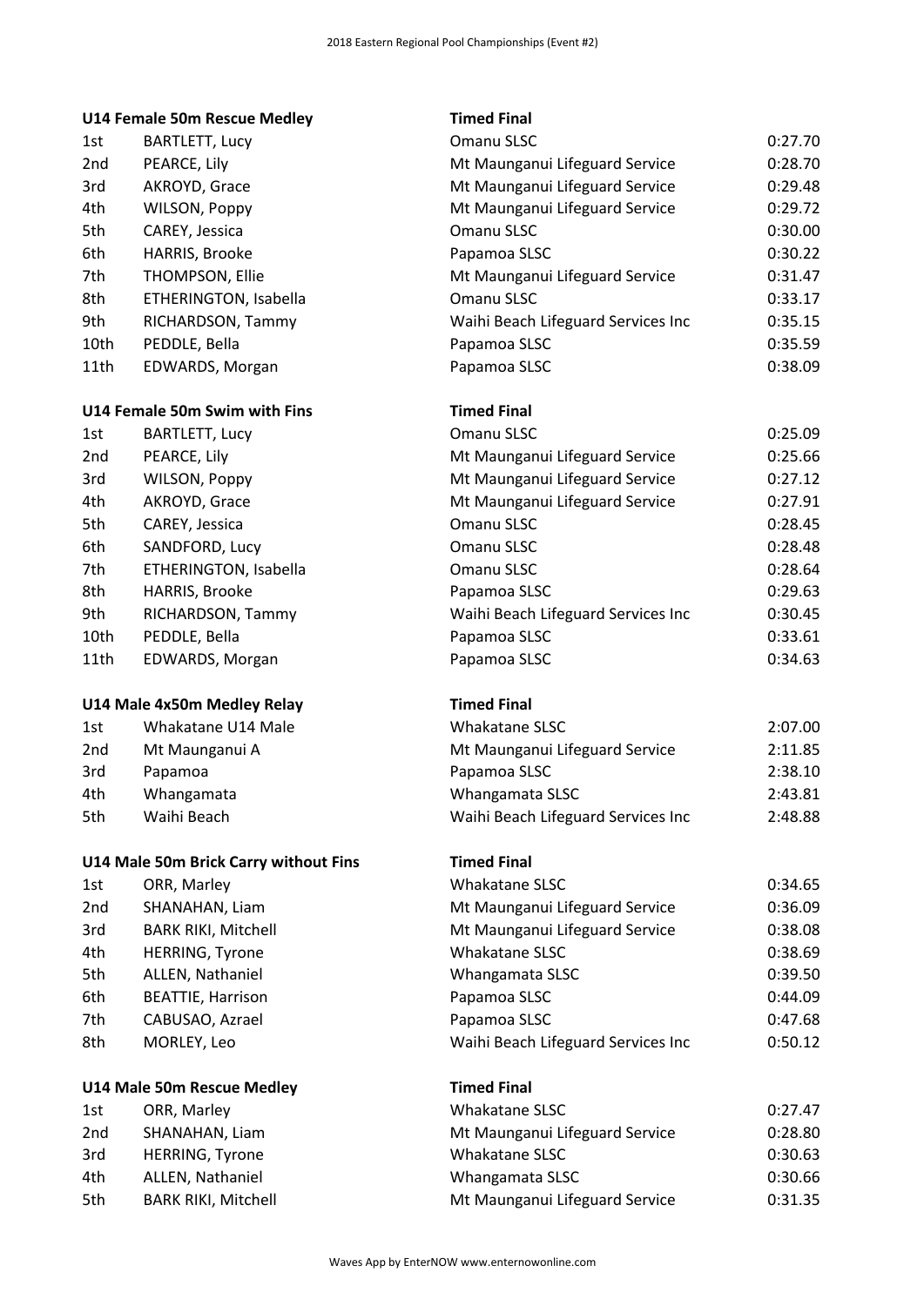### U14 Female 50m Rescue Medley

Timed Final

| Place | Name | Club | Time |
|---|---|---|---|
| 1st | BARTLETT, Lucy | Omanu SLSC | 0:27.70 |
| 2nd | PEARCE, Lily | Mt Maunganui Lifeguard Service | 0:28.70 |
| 3rd | AKROYD, Grace | Mt Maunganui Lifeguard Service | 0:29.48 |
| 4th | WILSON, Poppy | Mt Maunganui Lifeguard Service | 0:29.72 |
| 5th | CAREY, Jessica | Omanu SLSC | 0:30.00 |
| 6th | HARRIS, Brooke | Papamoa SLSC | 0:30.22 |
| 7th | THOMPSON, Ellie | Mt Maunganui Lifeguard Service | 0:31.47 |
| 8th | ETHERINGTON, Isabella | Omanu SLSC | 0:33.17 |
| 9th | RICHARDSON, Tammy | Waihi Beach Lifeguard Services Inc | 0:35.15 |
| 10th | PEDDLE, Bella | Papamoa SLSC | 0:35.59 |
| 11th | EDWARDS, Morgan | Papamoa SLSC | 0:38.09 |

### U14 Female 50m Swim with Fins

Timed Final

| Place | Name | Club | Time |
|---|---|---|---|
| 1st | BARTLETT, Lucy | Omanu SLSC | 0:25.09 |
| 2nd | PEARCE, Lily | Mt Maunganui Lifeguard Service | 0:25.66 |
| 3rd | WILSON, Poppy | Mt Maunganui Lifeguard Service | 0:27.12 |
| 4th | AKROYD, Grace | Mt Maunganui Lifeguard Service | 0:27.91 |
| 5th | CAREY, Jessica | Omanu SLSC | 0:28.45 |
| 6th | SANDFORD, Lucy | Omanu SLSC | 0:28.48 |
| 7th | ETHERINGTON, Isabella | Omanu SLSC | 0:28.64 |
| 8th | HARRIS, Brooke | Papamoa SLSC | 0:29.63 |
| 9th | RICHARDSON, Tammy | Waihi Beach Lifeguard Services Inc | 0:30.45 |
| 10th | PEDDLE, Bella | Papamoa SLSC | 0:33.61 |
| 11th | EDWARDS, Morgan | Papamoa SLSC | 0:34.63 |

### U14 Male 4x50m Medley Relay

Timed Final

| Place | Team | Club | Time |
|---|---|---|---|
| 1st | Whakatane U14 Male | Whakatane SLSC | 2:07.00 |
| 2nd | Mt Maunganui A | Mt Maunganui Lifeguard Service | 2:11.85 |
| 3rd | Papamoa | Papamoa SLSC | 2:38.10 |
| 4th | Whangamata | Whangamata SLSC | 2:43.81 |
| 5th | Waihi Beach | Waihi Beach Lifeguard Services Inc | 2:48.88 |

### U14 Male 50m Brick Carry without Fins

Timed Final

| Place | Name | Club | Time |
|---|---|---|---|
| 1st | ORR, Marley | Whakatane SLSC | 0:34.65 |
| 2nd | SHANAHAN, Liam | Mt Maunganui Lifeguard Service | 0:36.09 |
| 3rd | BARK RIKI, Mitchell | Mt Maunganui Lifeguard Service | 0:38.08 |
| 4th | HERRING, Tyrone | Whakatane SLSC | 0:38.69 |
| 5th | ALLEN, Nathaniel | Whangamata SLSC | 0:39.50 |
| 6th | BEATTIE, Harrison | Papamoa SLSC | 0:44.09 |
| 7th | CABUSAO, Azrael | Papamoa SLSC | 0:47.68 |
| 8th | MORLEY, Leo | Waihi Beach Lifeguard Services Inc | 0:50.12 |

### U14 Male 50m Rescue Medley

Timed Final

| Place | Name | Club | Time |
|---|---|---|---|
| 1st | ORR, Marley | Whakatane SLSC | 0:27.47 |
| 2nd | SHANAHAN, Liam | Mt Maunganui Lifeguard Service | 0:28.80 |
| 3rd | HERRING, Tyrone | Whakatane SLSC | 0:30.63 |
| 4th | ALLEN, Nathaniel | Whangamata SLSC | 0:30.66 |
| 5th | BARK RIKI, Mitchell | Mt Maunganui Lifeguard Service | 0:31.35 |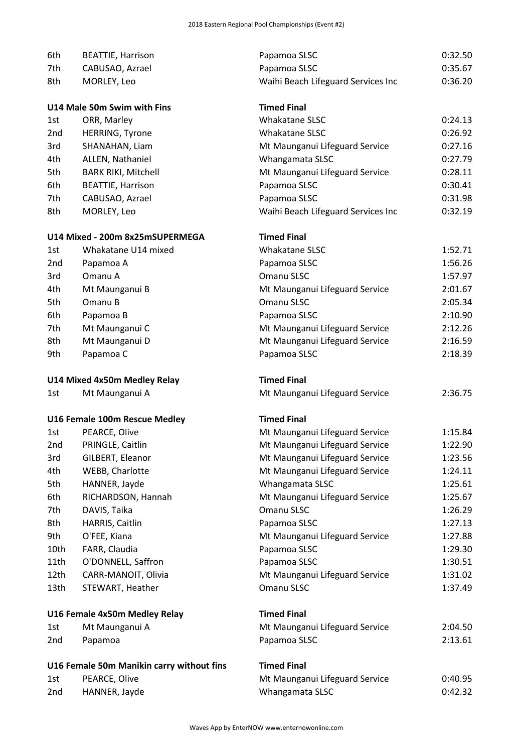| | | | |
|---|---|---|---|
| 6th | BEATTIE, Harrison | Papamoa SLSC | 0:32.50 |
| 7th | CABUSAO, Azrael | Papamoa SLSC | 0:35.67 |
| 8th | MORLEY, Leo | Waihi Beach Lifeguard Services Inc | 0:36.20 |

### U14 Male 50m Swim with Fins — Timed Final

| | | | |
|---|---|---|---|
| 1st | ORR, Marley | Whakatane SLSC | 0:24.13 |
| 2nd | HERRING, Tyrone | Whakatane SLSC | 0:26.92 |
| 3rd | SHANAHAN, Liam | Mt Maunganui Lifeguard Service | 0:27.16 |
| 4th | ALLEN, Nathaniel | Whangamata SLSC | 0:27.79 |
| 5th | BARK RIKI, Mitchell | Mt Maunganui Lifeguard Service | 0:28.11 |
| 6th | BEATTIE, Harrison | Papamoa SLSC | 0:30.41 |
| 7th | CABUSAO, Azrael | Papamoa SLSC | 0:31.98 |
| 8th | MORLEY, Leo | Waihi Beach Lifeguard Services Inc | 0:32.19 |

### U14 Mixed - 200m 8x25mSUPERMEGA — Timed Final

| | | | |
|---|---|---|---|
| 1st | Whakatane U14 mixed | Whakatane SLSC | 1:52.71 |
| 2nd | Papamoa A | Papamoa SLSC | 1:56.26 |
| 3rd | Omanu A | Omanu SLSC | 1:57.97 |
| 4th | Mt Maunganui B | Mt Maunganui Lifeguard Service | 2:01.67 |
| 5th | Omanu B | Omanu SLSC | 2:05.34 |
| 6th | Papamoa B | Papamoa SLSC | 2:10.90 |
| 7th | Mt Maunganui C | Mt Maunganui Lifeguard Service | 2:12.26 |
| 8th | Mt Maunganui D | Mt Maunganui Lifeguard Service | 2:16.59 |
| 9th | Papamoa C | Papamoa SLSC | 2:18.39 |

### U14 Mixed 4x50m Medley Relay — Timed Final

| | | | |
|---|---|---|---|
| 1st | Mt Maunganui A | Mt Maunganui Lifeguard Service | 2:36.75 |

### U16 Female 100m Rescue Medley — Timed Final

| | | | |
|---|---|---|---|
| 1st | PEARCE, Olive | Mt Maunganui Lifeguard Service | 1:15.84 |
| 2nd | PRINGLE, Caitlin | Mt Maunganui Lifeguard Service | 1:22.90 |
| 3rd | GILBERT, Eleanor | Mt Maunganui Lifeguard Service | 1:23.56 |
| 4th | WEBB, Charlotte | Mt Maunganui Lifeguard Service | 1:24.11 |
| 5th | HANNER, Jayde | Whangamata SLSC | 1:25.61 |
| 6th | RICHARDSON, Hannah | Mt Maunganui Lifeguard Service | 1:25.67 |
| 7th | DAVIS, Taika | Omanu SLSC | 1:26.29 |
| 8th | HARRIS, Caitlin | Papamoa SLSC | 1:27.13 |
| 9th | O'FEE, Kiana | Mt Maunganui Lifeguard Service | 1:27.88 |
| 10th | FARR, Claudia | Papamoa SLSC | 1:29.30 |
| 11th | O'DONNELL, Saffron | Papamoa SLSC | 1:30.51 |
| 12th | CARR-MANOIT, Olivia | Mt Maunganui Lifeguard Service | 1:31.02 |
| 13th | STEWART, Heather | Omanu SLSC | 1:37.49 |

### U16 Female 4x50m Medley Relay — Timed Final

| | | | |
|---|---|---|---|
| 1st | Mt Maunganui A | Mt Maunganui Lifeguard Service | 2:04.50 |
| 2nd | Papamoa | Papamoa SLSC | 2:13.61 |

### U16 Female 50m Manikin carry without fins — Timed Final

| | | | |
|---|---|---|---|
| 1st | PEARCE, Olive | Mt Maunganui Lifeguard Service | 0:40.95 |
| 2nd | HANNER, Jayde | Whangamata SLSC | 0:42.32 |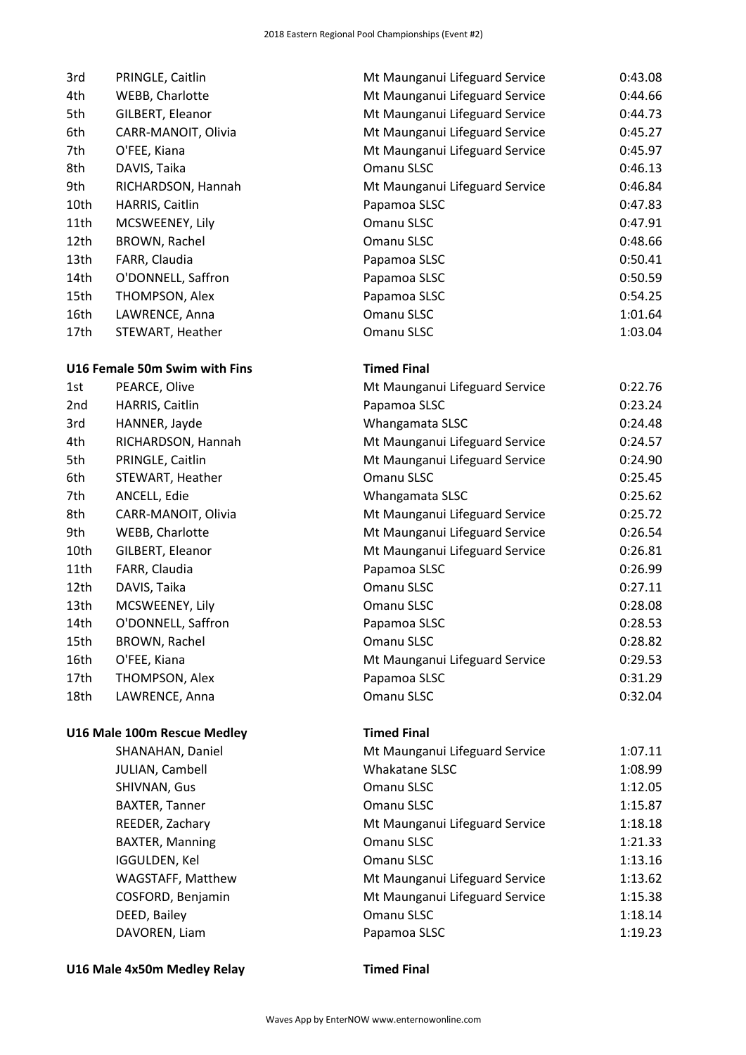| | | | |
|---|---|---|---|
| 3rd | PRINGLE, Caitlin | Mt Maunganui Lifeguard Service | 0:43.08 |
| 4th | WEBB, Charlotte | Mt Maunganui Lifeguard Service | 0:44.66 |
| 5th | GILBERT, Eleanor | Mt Maunganui Lifeguard Service | 0:44.73 |
| 6th | CARR-MANOIT, Olivia | Mt Maunganui Lifeguard Service | 0:45.27 |
| 7th | O'FEE, Kiana | Mt Maunganui Lifeguard Service | 0:45.97 |
| 8th | DAVIS, Taika | Omanu SLSC | 0:46.13 |
| 9th | RICHARDSON, Hannah | Mt Maunganui Lifeguard Service | 0:46.84 |
| 10th | HARRIS, Caitlin | Papamoa SLSC | 0:47.83 |
| 11th | MCSWEENEY, Lily | Omanu SLSC | 0:47.91 |
| 12th | BROWN, Rachel | Omanu SLSC | 0:48.66 |
| 13th | FARR, Claudia | Papamoa SLSC | 0:50.41 |
| 14th | O'DONNELL, Saffron | Papamoa SLSC | 0:50.59 |
| 15th | THOMPSON, Alex | Papamoa SLSC | 0:54.25 |
| 16th | LAWRENCE, Anna | Omanu SLSC | 1:01.64 |
| 17th | STEWART, Heather | Omanu SLSC | 1:03.04 |

**U16 Female 50m Swim with Fins** — **Timed Final**

| | | | |
|---|---|---|---|
| 1st | PEARCE, Olive | Mt Maunganui Lifeguard Service | 0:22.76 |
| 2nd | HARRIS, Caitlin | Papamoa SLSC | 0:23.24 |
| 3rd | HANNER, Jayde | Whangamata SLSC | 0:24.48 |
| 4th | RICHARDSON, Hannah | Mt Maunganui Lifeguard Service | 0:24.57 |
| 5th | PRINGLE, Caitlin | Mt Maunganui Lifeguard Service | 0:24.90 |
| 6th | STEWART, Heather | Omanu SLSC | 0:25.45 |
| 7th | ANCELL, Edie | Whangamata SLSC | 0:25.62 |
| 8th | CARR-MANOIT, Olivia | Mt Maunganui Lifeguard Service | 0:25.72 |
| 9th | WEBB, Charlotte | Mt Maunganui Lifeguard Service | 0:26.54 |
| 10th | GILBERT, Eleanor | Mt Maunganui Lifeguard Service | 0:26.81 |
| 11th | FARR, Claudia | Papamoa SLSC | 0:26.99 |
| 12th | DAVIS, Taika | Omanu SLSC | 0:27.11 |
| 13th | MCSWEENEY, Lily | Omanu SLSC | 0:28.08 |
| 14th | O'DONNELL, Saffron | Papamoa SLSC | 0:28.53 |
| 15th | BROWN, Rachel | Omanu SLSC | 0:28.82 |
| 16th | O'FEE, Kiana | Mt Maunganui Lifeguard Service | 0:29.53 |
| 17th | THOMPSON, Alex | Papamoa SLSC | 0:31.29 |
| 18th | LAWRENCE, Anna | Omanu SLSC | 0:32.04 |

**U16 Male 100m Rescue Medley** — **Timed Final**

| | | | |
|---|---|---|---|
| | SHANAHAN, Daniel | Mt Maunganui Lifeguard Service | 1:07.11 |
| | JULIAN, Cambell | Whakatane SLSC | 1:08.99 |
| | SHIVNAN, Gus | Omanu SLSC | 1:12.05 |
| | BAXTER, Tanner | Omanu SLSC | 1:15.87 |
| | REEDER, Zachary | Mt Maunganui Lifeguard Service | 1:18.18 |
| | BAXTER, Manning | Omanu SLSC | 1:21.33 |
| | IGGULDEN, Kel | Omanu SLSC | 1:13.16 |
| | WAGSTAFF, Matthew | Mt Maunganui Lifeguard Service | 1:13.62 |
| | COSFORD, Benjamin | Mt Maunganui Lifeguard Service | 1:15.38 |
| | DEED, Bailey | Omanu SLSC | 1:18.14 |
| | DAVOREN, Liam | Papamoa SLSC | 1:19.23 |

**U16 Male 4x50m Medley Relay** — **Timed Final**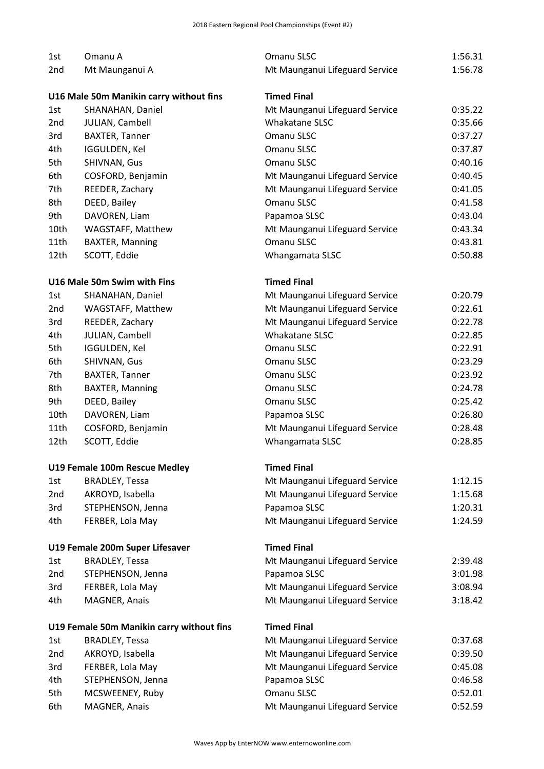| | | | |
|---|---|---|---|
| 1st | Omanu A | Omanu SLSC | 1:56.31 |
| 2nd | Mt Maunganui A | Mt Maunganui Lifeguard Service | 1:56.78 |

**U16 Male 50m Manikin carry without fins** — **Timed Final**

| | | | |
|---|---|---|---|
| 1st | SHANAHAN, Daniel | Mt Maunganui Lifeguard Service | 0:35.22 |
| 2nd | JULIAN, Cambell | Whakatane SLSC | 0:35.66 |
| 3rd | BAXTER, Tanner | Omanu SLSC | 0:37.27 |
| 4th | IGGULDEN, Kel | Omanu SLSC | 0:37.87 |
| 5th | SHIVNAN, Gus | Omanu SLSC | 0:40.16 |
| 6th | COSFORD, Benjamin | Mt Maunganui Lifeguard Service | 0:40.45 |
| 7th | REEDER, Zachary | Mt Maunganui Lifeguard Service | 0:41.05 |
| 8th | DEED, Bailey | Omanu SLSC | 0:41.58 |
| 9th | DAVOREN, Liam | Papamoa SLSC | 0:43.04 |
| 10th | WAGSTAFF, Matthew | Mt Maunganui Lifeguard Service | 0:43.34 |
| 11th | BAXTER, Manning | Omanu SLSC | 0:43.81 |
| 12th | SCOTT, Eddie | Whangamata SLSC | 0:50.88 |

**U16 Male 50m Swim with Fins** — **Timed Final**

| | | | |
|---|---|---|---|
| 1st | SHANAHAN, Daniel | Mt Maunganui Lifeguard Service | 0:20.79 |
| 2nd | WAGSTAFF, Matthew | Mt Maunganui Lifeguard Service | 0:22.61 |
| 3rd | REEDER, Zachary | Mt Maunganui Lifeguard Service | 0:22.78 |
| 4th | JULIAN, Cambell | Whakatane SLSC | 0:22.85 |
| 5th | IGGULDEN, Kel | Omanu SLSC | 0:22.91 |
| 6th | SHIVNAN, Gus | Omanu SLSC | 0:23.29 |
| 7th | BAXTER, Tanner | Omanu SLSC | 0:23.92 |
| 8th | BAXTER, Manning | Omanu SLSC | 0:24.78 |
| 9th | DEED, Bailey | Omanu SLSC | 0:25.42 |
| 10th | DAVOREN, Liam | Papamoa SLSC | 0:26.80 |
| 11th | COSFORD, Benjamin | Mt Maunganui Lifeguard Service | 0:28.48 |
| 12th | SCOTT, Eddie | Whangamata SLSC | 0:28.85 |

**U19 Female 100m Rescue Medley** — **Timed Final**

| | | | |
|---|---|---|---|
| 1st | BRADLEY, Tessa | Mt Maunganui Lifeguard Service | 1:12.15 |
| 2nd | AKROYD, Isabella | Mt Maunganui Lifeguard Service | 1:15.68 |
| 3rd | STEPHENSON, Jenna | Papamoa SLSC | 1:20.31 |
| 4th | FERBER, Lola May | Mt Maunganui Lifeguard Service | 1:24.59 |

**U19 Female 200m Super Lifesaver** — **Timed Final**

| | | | |
|---|---|---|---|
| 1st | BRADLEY, Tessa | Mt Maunganui Lifeguard Service | 2:39.48 |
| 2nd | STEPHENSON, Jenna | Papamoa SLSC | 3:01.98 |
| 3rd | FERBER, Lola May | Mt Maunganui Lifeguard Service | 3:08.94 |
| 4th | MAGNER, Anais | Mt Maunganui Lifeguard Service | 3:18.42 |

**U19 Female 50m Manikin carry without fins** — **Timed Final**

| | | | |
|---|---|---|---|
| 1st | BRADLEY, Tessa | Mt Maunganui Lifeguard Service | 0:37.68 |
| 2nd | AKROYD, Isabella | Mt Maunganui Lifeguard Service | 0:39.50 |
| 3rd | FERBER, Lola May | Mt Maunganui Lifeguard Service | 0:45.08 |
| 4th | STEPHENSON, Jenna | Papamoa SLSC | 0:46.58 |
| 5th | MCSWEENEY, Ruby | Omanu SLSC | 0:52.01 |
| 6th | MAGNER, Anais | Mt Maunganui Lifeguard Service | 0:52.59 |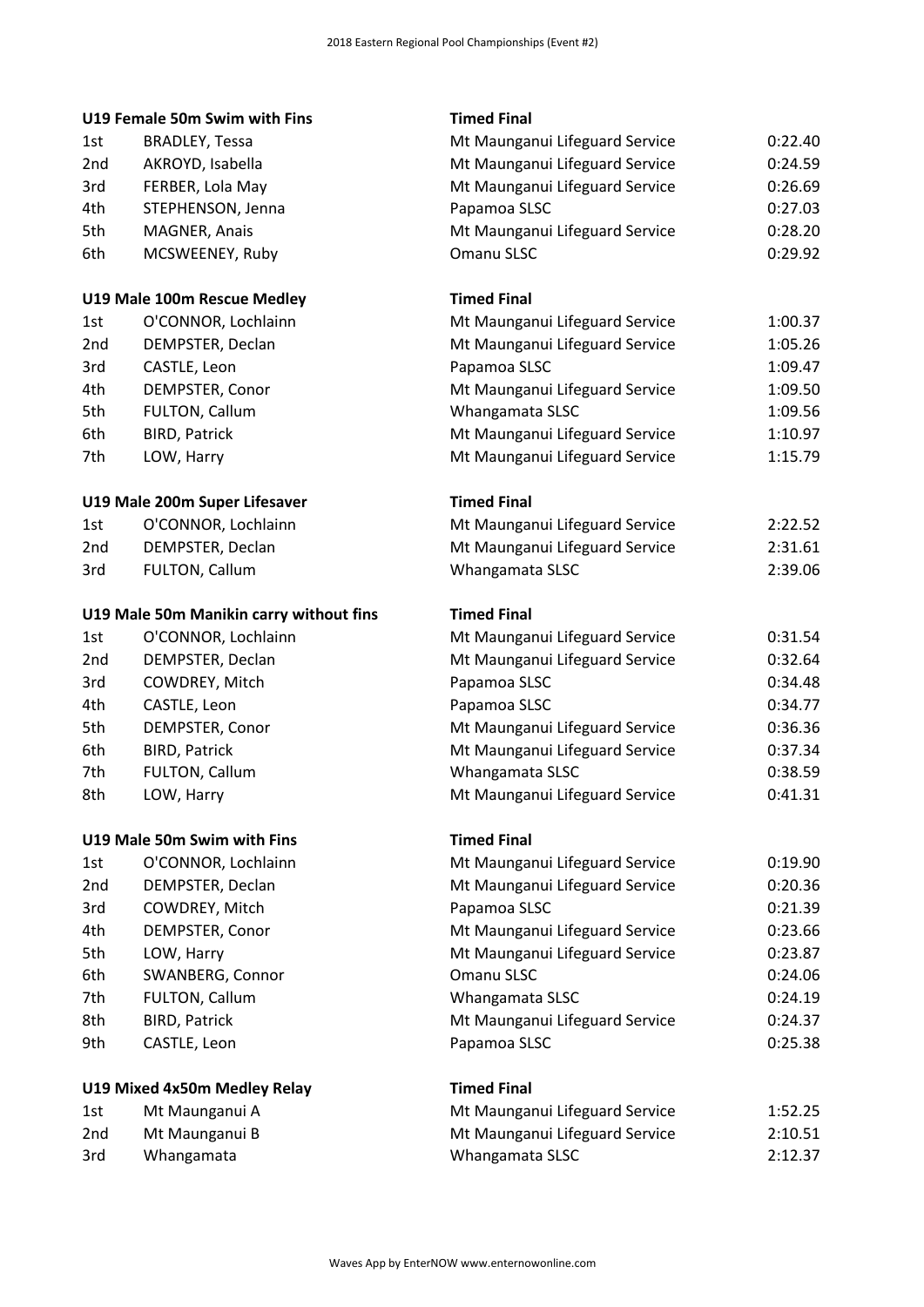### U19 Female 50m Swim with Fins — Timed Final

| | | | |
|---|---|---|---|
| 1st | BRADLEY, Tessa | Mt Maunganui Lifeguard Service | 0:22.40 |
| 2nd | AKROYD, Isabella | Mt Maunganui Lifeguard Service | 0:24.59 |
| 3rd | FERBER, Lola May | Mt Maunganui Lifeguard Service | 0:26.69 |
| 4th | STEPHENSON, Jenna | Papamoa SLSC | 0:27.03 |
| 5th | MAGNER, Anais | Mt Maunganui Lifeguard Service | 0:28.20 |
| 6th | MCSWEENEY, Ruby | Omanu SLSC | 0:29.92 |

### U19 Male 100m Rescue Medley — Timed Final

| | | | |
|---|---|---|---|
| 1st | O'CONNOR, Lochlainn | Mt Maunganui Lifeguard Service | 1:00.37 |
| 2nd | DEMPSTER, Declan | Mt Maunganui Lifeguard Service | 1:05.26 |
| 3rd | CASTLE, Leon | Papamoa SLSC | 1:09.47 |
| 4th | DEMPSTER, Conor | Mt Maunganui Lifeguard Service | 1:09.50 |
| 5th | FULTON, Callum | Whangamata SLSC | 1:09.56 |
| 6th | BIRD, Patrick | Mt Maunganui Lifeguard Service | 1:10.97 |
| 7th | LOW, Harry | Mt Maunganui Lifeguard Service | 1:15.79 |

### U19 Male 200m Super Lifesaver — Timed Final

| | | | |
|---|---|---|---|
| 1st | O'CONNOR, Lochlainn | Mt Maunganui Lifeguard Service | 2:22.52 |
| 2nd | DEMPSTER, Declan | Mt Maunganui Lifeguard Service | 2:31.61 |
| 3rd | FULTON, Callum | Whangamata SLSC | 2:39.06 |

### U19 Male 50m Manikin carry without fins — Timed Final

| | | | |
|---|---|---|---|
| 1st | O'CONNOR, Lochlainn | Mt Maunganui Lifeguard Service | 0:31.54 |
| 2nd | DEMPSTER, Declan | Mt Maunganui Lifeguard Service | 0:32.64 |
| 3rd | COWDREY, Mitch | Papamoa SLSC | 0:34.48 |
| 4th | CASTLE, Leon | Papamoa SLSC | 0:34.77 |
| 5th | DEMPSTER, Conor | Mt Maunganui Lifeguard Service | 0:36.36 |
| 6th | BIRD, Patrick | Mt Maunganui Lifeguard Service | 0:37.34 |
| 7th | FULTON, Callum | Whangamata SLSC | 0:38.59 |
| 8th | LOW, Harry | Mt Maunganui Lifeguard Service | 0:41.31 |

### U19 Male 50m Swim with Fins — Timed Final

| | | | |
|---|---|---|---|
| 1st | O'CONNOR, Lochlainn | Mt Maunganui Lifeguard Service | 0:19.90 |
| 2nd | DEMPSTER, Declan | Mt Maunganui Lifeguard Service | 0:20.36 |
| 3rd | COWDREY, Mitch | Papamoa SLSC | 0:21.39 |
| 4th | DEMPSTER, Conor | Mt Maunganui Lifeguard Service | 0:23.66 |
| 5th | LOW, Harry | Mt Maunganui Lifeguard Service | 0:23.87 |
| 6th | SWANBERG, Connor | Omanu SLSC | 0:24.06 |
| 7th | FULTON, Callum | Whangamata SLSC | 0:24.19 |
| 8th | BIRD, Patrick | Mt Maunganui Lifeguard Service | 0:24.37 |
| 9th | CASTLE, Leon | Papamoa SLSC | 0:25.38 |

### U19 Mixed 4x50m Medley Relay — Timed Final

| | | | |
|---|---|---|---|
| 1st | Mt Maunganui A | Mt Maunganui Lifeguard Service | 1:52.25 |
| 2nd | Mt Maunganui B | Mt Maunganui Lifeguard Service | 2:10.51 |
| 3rd | Whangamata | Whangamata SLSC | 2:12.37 |